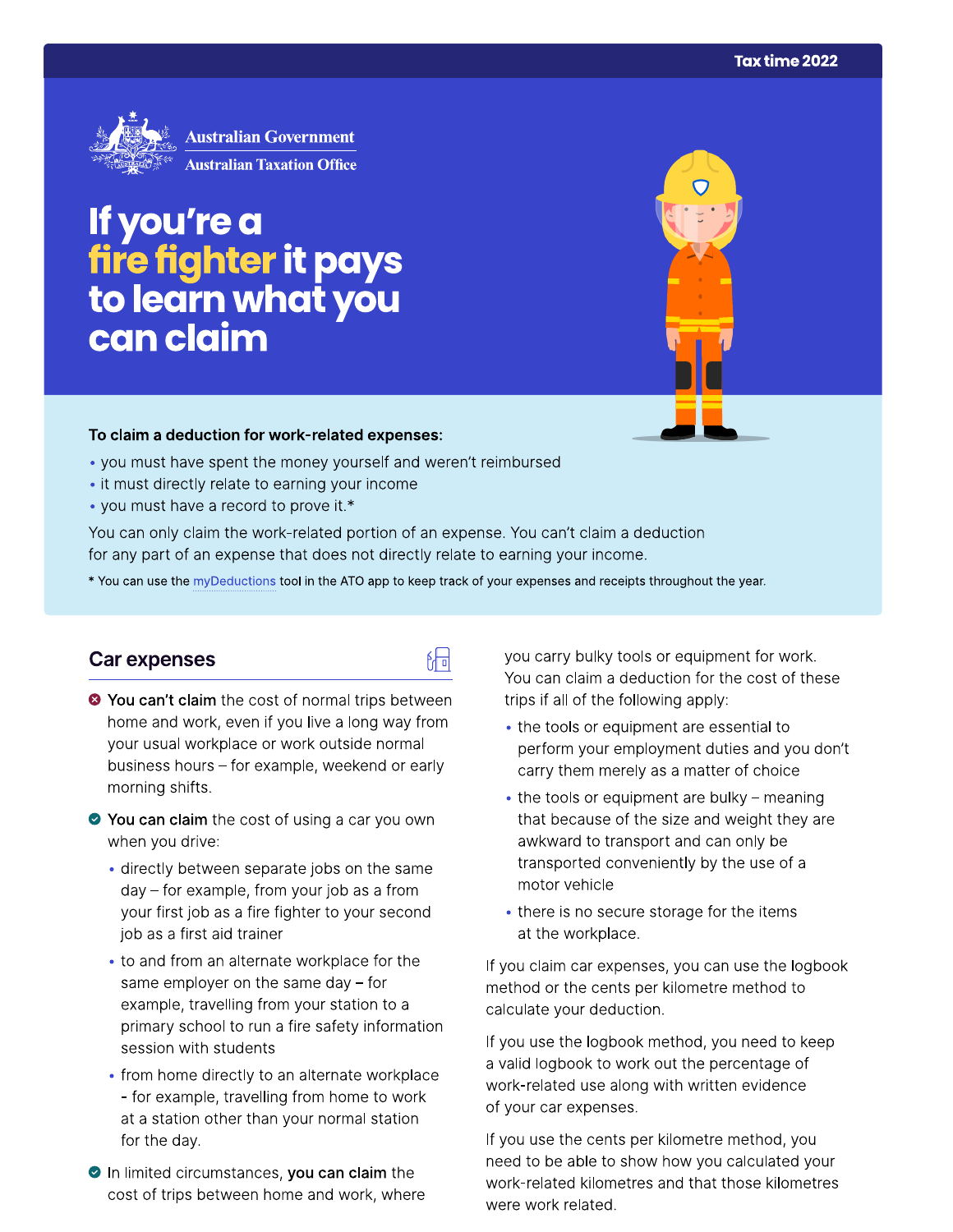Tax time 2022

Australian Government
Australian Taxation Office

# If you're a fire fighter it pays to learn what you can claim

**To claim a deduction for work-related expenses:**

- you must have spent the money yourself and weren't reimbursed
- it must directly relate to earning your income
- you must have a record to prove it.*

You can only claim the work-related portion of an expense. You can't claim a deduction for any part of an expense that does not directly relate to earning your income.

* You can use the myDeductions tool in the ATO app to keep track of your expenses and receipts throughout the year.

## Car expenses

**You can't claim** the cost of normal trips between home and work, even if you live a long way from your usual workplace or work outside normal business hours – for example, weekend or early morning shifts.

**You can claim** the cost of using a car you own when you drive:

- directly between separate jobs on the same day – for example, from your job as a from your first job as a fire fighter to your second job as a first aid trainer
- to and from an alternate workplace for the same employer on the same day – for example, travelling from your station to a primary school to run a fire safety information session with students
- from home directly to an alternate workplace - for example, travelling from home to work at a station other than your normal station for the day.

In limited circumstances, **you can claim** the cost of trips between home and work, where you carry bulky tools or equipment for work. You can claim a deduction for the cost of these trips if all of the following apply:

- the tools or equipment are essential to perform your employment duties and you don't carry them merely as a matter of choice
- the tools or equipment are bulky – meaning that because of the size and weight they are awkward to transport and can only be transported conveniently by the use of a motor vehicle
- there is no secure storage for the items at the workplace.

If you claim car expenses, you can use the logbook method or the cents per kilometre method to calculate your deduction.

If you use the logbook method, you need to keep a valid logbook to work out the percentage of work-related use along with written evidence of your car expenses.

If you use the cents per kilometre method, you need to be able to show how you calculated your work-related kilometres and that those kilometres were work related.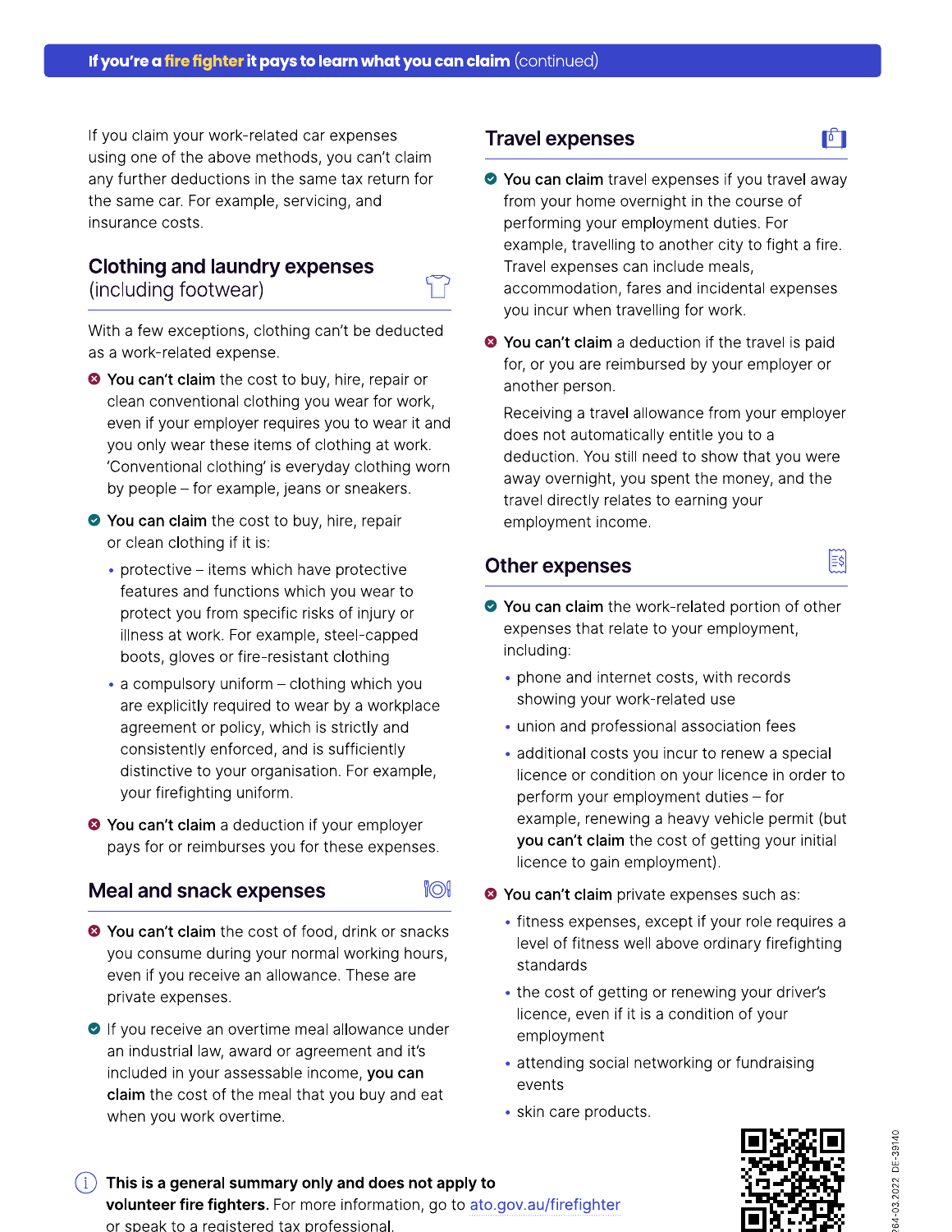**If you're a fire fighter it pays to learn what you can claim** (continued)

If you claim your work-related car expenses using one of the above methods, you can't claim any further deductions in the same tax return for the same car. For example, servicing, and insurance costs.

## Clothing and laundry expenses (including footwear)

With a few exceptions, clothing can't be deducted as a work-related expense.

- **You can't claim** the cost to buy, hire, repair or clean conventional clothing you wear for work, even if your employer requires you to wear it and you only wear these items of clothing at work. 'Conventional clothing' is everyday clothing worn by people – for example, jeans or sneakers.
- **You can claim** the cost to buy, hire, repair or clean clothing if it is:
  - protective – items which have protective features and functions which you wear to protect you from specific risks of injury or illness at work. For example, steel-capped boots, gloves or fire-resistant clothing
  - a compulsory uniform – clothing which you are explicitly required to wear by a workplace agreement or policy, which is strictly and consistently enforced, and is sufficiently distinctive to your organisation. For example, your firefighting uniform.
- **You can't claim** a deduction if your employer pays for or reimburses you for these expenses.

## Meal and snack expenses

- **You can't claim** the cost of food, drink or snacks you consume during your normal working hours, even if you receive an allowance. These are private expenses.
- If you receive an overtime meal allowance under an industrial law, award or agreement and it's included in your assessable income, **you can claim** the cost of the meal that you buy and eat when you work overtime.

## Travel expenses

- **You can claim** travel expenses if you travel away from your home overnight in the course of performing your employment duties. For example, travelling to another city to fight a fire. Travel expenses can include meals, accommodation, fares and incidental expenses you incur when travelling for work.
- **You can't claim** a deduction if the travel is paid for, or you are reimbursed by your employer or another person.

  Receiving a travel allowance from your employer does not automatically entitle you to a deduction. You still need to show that you were away overnight, you spent the money, and the travel directly relates to earning your employment income.

## Other expenses

- **You can claim** the work-related portion of other expenses that relate to your employment, including:
  - phone and internet costs, with records showing your work-related use
  - union and professional association fees
  - additional costs you incur to renew a special licence or condition on your licence in order to perform your employment duties – for example, renewing a heavy vehicle permit (but **you can't claim** the cost of getting your initial licence to gain employment).
- **You can't claim** private expenses such as:
  - fitness expenses, except if your role requires a level of fitness well above ordinary firefighting standards
  - the cost of getting or renewing your driver's licence, even if it is a condition of your employment
  - attending social networking or fundraising events
  - skin care products.

**This is a general summary only and does not apply to volunteer fire fighters.** For more information, go to ato.gov.au/firefighter or speak to a registered tax professional.

264-03.2022 DE-39140